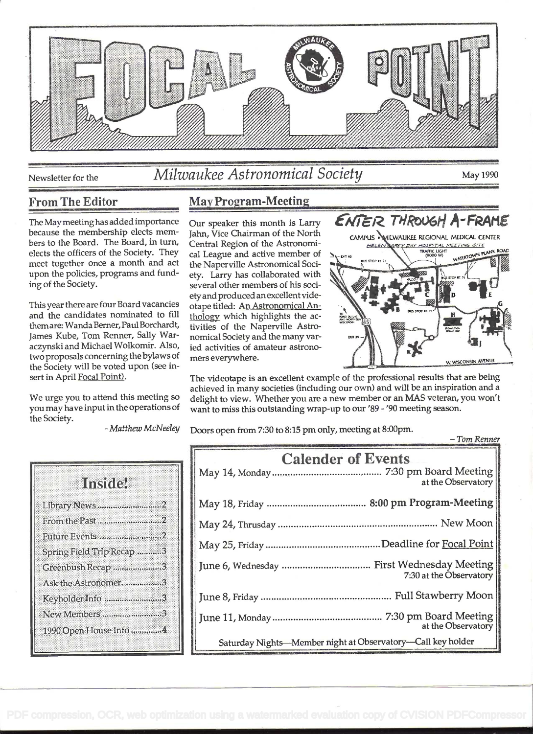# FOCAL POINT

Newsletter for the *Milwaukee Astronomical Society* May 1990

## From The Editor

The May meeting has added importance because the membership elects members to the Board. The Board, in turn, elects the officers of the Society. They meet together once a month and act upon the policies, programs and funding of the Society.

This year there are four Board vacancies and the candidates nominated to fill them are: Wanda Berner, Paul Borchardt, James Kube, Tom Renner, Sally Waraczynski and Michael Wolkomir. Also, two proposals concerning the bylaws of the Society will be voted upon (see insert in April Focal Point).

We urge you to attend this meeting so you may have input in the operations of the Society.

*- Matthew McNeeley*

## May Program-Meeting

Our speaker this month is Larry Jahn, Vice Chairman of the North Central Region of the Astronomical League and active member of the Naperville Astronomical Society. Larry has collaborated with several other members of his society and produced an excellent videotape titled: An Astronomical Anthology which highlights the activities of the Naperville Astronomical Society and the many varied activities of amateur astronomers everywhere.

ENTER THROUGH A-FRAME

CAMPUS • MILWAUKEE REGIONAL MEDICAL CENTER

HELEN CAREY DAY HOSPITAL MEETING SITE

The videotape is an excellent example of the professional results that are being achieved in many societies (including our own) and will be an inspiration and a delight to view. Whether you are a new member or an MAS veteran, you won't want to miss this outstanding wrap-up to our '89 - '90 meeting season.

Doors open from 7:30 to 8:15 pm only, meeting at 8:00pm.

*– Tom Renner*

## Inside!

- Library News ....... 2
- From the Past ....... 2
- Future Events ....... 2
- Spring Field Trip Recap ....... 3
- Greenbush Recap ....... 3
- Ask the Astronomer. ....... 3
- Keyholder Info ....... 3
- New Members ....... 3
- 1990 Open House Info ....... 4

## Calender of Events

| Date | Event |
|---|---|
| May 14, Monday | 7:30 pm Board Meeting at the Observatory |
| May 18, Friday | **8:00 pm Program-Meeting** |
| May 24, Thrusday | New Moon |
| May 25, Friday | Deadline for Focal Point |
| June 6, Wednesday | First Wednesday Meeting 7:30 at the Observatory |
| June 8, Friday | Full Stawberry Moon |
| June 11, Monday | 7:30 pm Board Meeting at the Observatory |

Saturday Nights—Member night at Observatory—Call key holder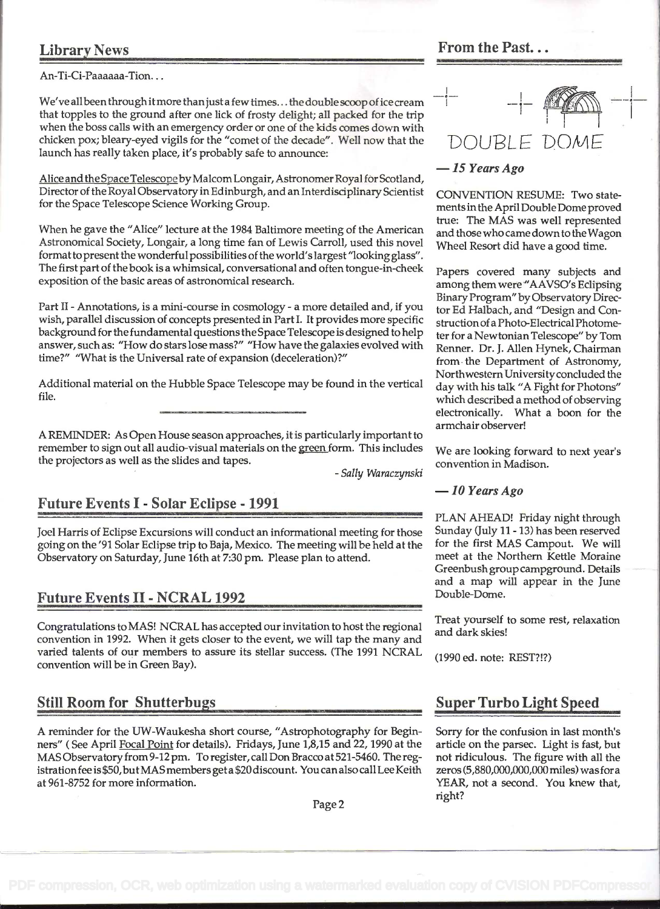## Library News

An-Ti-Ci-Paaaaaa-Tion...

We've all been through it more than just a few times... the double scoop of ice cream that topples to the ground after one lick of frosty delight; all packed for the trip when the boss calls with an emergency order or one of the kids comes down with chicken pox; bleary-eyed vigils for the "comet of the decade". Well now that the launch has really taken place, it's probably safe to announce:

Alice and the Space Telescope by Malcom Longair, Astronomer Royal for Scotland, Director of the Royal Observatory in Edinburgh, and an Interdisciplinary Scientist for the Space Telescope Science Working Group.

When he gave the "Alice" lecture at the 1984 Baltimore meeting of the American Astronomical Society, Longair, a long time fan of Lewis Carroll, used this novel format to present the wonderful possibilities of the world's largest "looking glass". The first part of the book is a whimsical, conversational and often tongue-in-cheek exposition of the basic areas of astronomical research.

Part II - Annotations, is a mini-course in cosmology - a more detailed and, if you wish, parallel discussion of concepts presented in Part I. It provides more specific background for the fundamental questions the Space Telescope is designed to help answer, such as: "How do stars lose mass?" "How have the galaxies evolved with time?" "What is the Universal rate of expansion (deceleration)?"

Additional material on the Hubble Space Telescope may be found in the vertical file.

---

A REMINDER: As Open House season approaches, it is particularly important to remember to sign out all audio-visual materials on the green form. This includes the projectors as well as the slides and tapes.

*- Sally Waraczynski*

## Future Events I - Solar Eclipse - 1991

Joel Harris of Eclipse Excursions will conduct an informational meeting for those going on the '91 Solar Eclipse trip to Baja, Mexico. The meeting will be held at the Observatory on Saturday, June 16th at 7:30 pm. Please plan to attend.

## Future Events II - NCRAL 1992

Congratulations to MAS! NCRAL has accepted our invitation to host the regional convention in 1992. When it gets closer to the event, we will tap the many and varied talents of our members to assure its stellar success. (The 1991 NCRAL convention will be in Green Bay).

## Still Room for Shutterbugs

A reminder for the UW-Waukesha short course, "Astrophotography for Beginners" ( See April Focal Point for details). Fridays, June 1,8,15 and 22, 1990 at the MAS Observatory from 9-12 pm. To register, call Don Bracco at 521-5460. The registration fee is $50, but MAS members get a $20 discount. You can also call Lee Keith at 961-8752 for more information.

## From the Past...

DOUBLE DOME

### — 15 Years Ago

CONVENTION RESUME: Two statements in the April Double Dome proved true: The MAS was well represented and those who came down to the Wagon Wheel Resort did have a good time.

Papers covered many subjects and among them were "AAVSO's Eclipsing Binary Program" by Observatory Director Ed Halbach, and "Design and Construction of a Photo-Electrical Photometer for a Newtonian Telescope" by Tom Renner. Dr. J. Allen Hynek, Chairman from the Department of Astronomy, Northwestern University concluded the day with his talk "A Fight for Photons" which described a method of observing electronically. What a boon for the armchair observer!

We are looking forward to next year's convention in Madison.

### — 10 Years Ago

PLAN AHEAD! Friday night through Sunday (July 11 - 13) has been reserved for the first MAS Campout. We will meet at the Northern Kettle Moraine Greenbush group campground. Details and a map will appear in the June Double-Dome.

Treat yourself to some rest, relaxation and dark skies!

(1990 ed. note: REST?!?)

## Super Turbo Light Speed

Sorry for the confusion in last month's article on the parsec. Light is fast, but not ridiculous. The figure with all the zeros (5,880,000,000,000 miles) was for a YEAR, not a second. You knew that, right?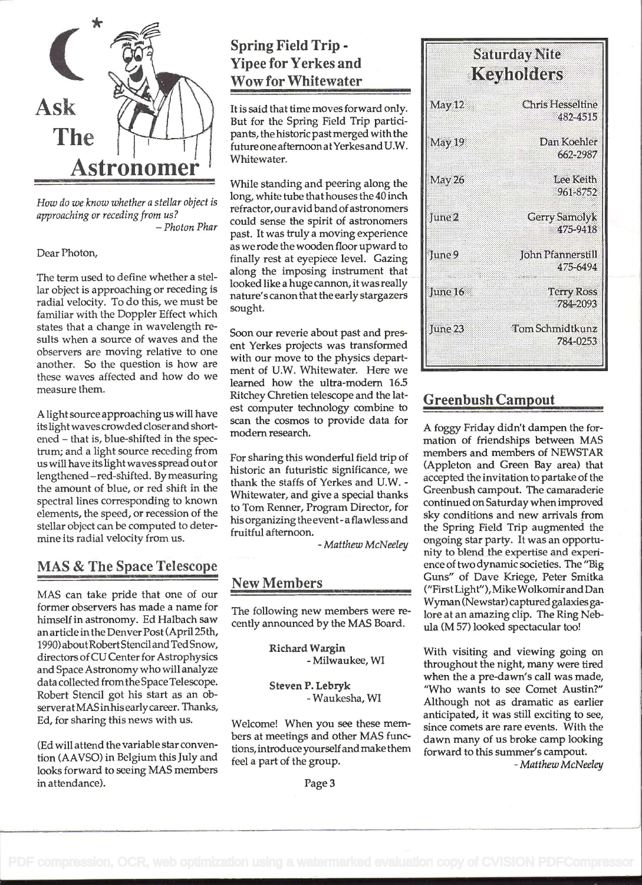# Ask The Astronomer

*How do we know whether a stellar object is approaching or receding from us?*
*– Photon Phar*

Dear Photon,

The term used to define whether a stellar object is approaching or receding is radial velocity. To do this, we must be familiar with the Doppler Effect which states that a change in wavelength results when a source of waves and the observers are moving relative to one another. So the question is how are these waves affected and how do we measure them.

A light source approaching us will have its light waves crowded closer and shortened – that is, blue-shifted in the spectrum; and a light source receding from us will have its light waves spread out or lengthened – red-shifted. By measuring the amount of blue, or red shift in the spectral lines corresponding to known elements, the speed, or recession of the stellar object can be computed to determine its radial velocity from us.

## MAS & The Space Telescope

MAS can take pride that one of our former observers has made a name for himself in astronomy. Ed Halbach saw an article in the Denver Post (April 25th, 1990) about Robert Stencil and Ted Snow, directors of CU Center for Astrophysics and Space Astronomy who will analyze data collected from the Space Telescope. Robert Stencil got his start as an observer at MAS in his early career. Thanks, Ed, for sharing this news with us.

(Ed will attend the variable star convention (AAVSO) in Belgium this July and looks forward to seeing MAS members in attendance).

## Spring Field Trip - Yipee for Yerkes and Wow for Whitewater

It is said that time moves forward only. But for the Spring Field Trip participants, the historic past merged with the future one afternoon at Yerkes and U.W. Whitewater.

While standing and peering along the long, white tube that houses the 40 inch refractor, our avid band of astronomers could sense the spirit of astronomers past. It was truly a moving experience as we rode the wooden floor upward to finally rest at eyepiece level. Gazing along the imposing instrument that looked like a huge cannon, it was really nature's canon that the early stargazers sought.

Soon our reverie about past and present Yerkes projects was transformed with our move to the physics department of U.W. Whitewater. Here we learned how the ultra-modern 16.5 Ritchey Chretien telescope and the latest computer technology combine to scan the cosmos to provide data for modern research.

For sharing this wonderful field trip of historic an futuristic significance, we thank the staffs of Yerkes and U.W. - Whitewater, and give a special thanks to Tom Renner, Program Director, for his organizing the event - a flawless and fruitful afternoon.

*- Matthew McNeeley*

## New Members

The following new members were recently announced by the MAS Board.

**Richard Wargin**
- Milwaukee, WI

**Steven P. Lebryk**
- Waukesha, WI

Welcome! When you see these members at meetings and other MAS functions, introduce yourself and make them feel a part of the group.

## Saturday Nite Keyholders

| Date | Keyholder | Phone |
|---|---|---|
| May 12 | Chris Hesseltine | 482-4515 |
| May 19 | Dan Koehler | 662-2987 |
| May 26 | Lee Keith | 961-8752 |
| June 2 | Gerry Samolyk | 475-9418 |
| June 9 | John Pfannerstill | 475-6494 |
| June 16 | Terry Ross | 784-2093 |
| June 23 | Tom Schmidtkunz | 784-0253 |

## Greenbush Campout

A foggy Friday didn't dampen the formation of friendships between MAS members and members of NEWSTAR (Appleton and Green Bay area) that accepted the invitation to partake of the Greenbush campout. The camaraderie continued on Saturday when improved sky conditions and new arrivals from the Spring Field Trip augmented the ongoing star party. It was an opportunity to blend the expertise and experience of two dynamic societies. The "Big Guns" of Dave Kriege, Peter Smitka ("First Light"), Mike Wolkomir and Dan Wyman (Newstar) captured galaxies galore at an amazing clip. The Ring Nebula (M 57) looked spectacular too!

With visiting and viewing going on throughout the night, many were tired when the a pre-dawn's call was made, "Who wants to see Comet Austin?" Although not as dramatic as earlier anticipated, it was still exciting to see, since comets are rare events. With the dawn many of us broke camp looking forward to this summer's campout.

*- Matthew McNeeley*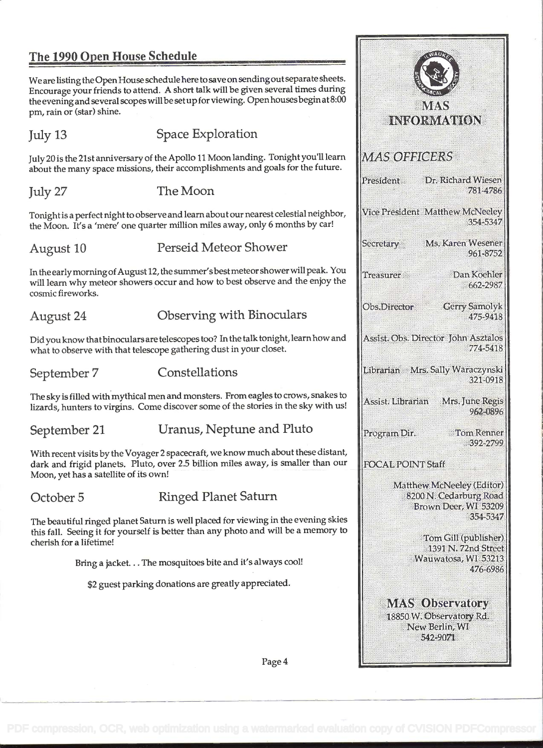## The 1990 Open House Schedule

We are listing the Open House schedule here to save on sending out separate sheets. Encourage your friends to attend. A short talk will be given several times during the evening and several scopes will be set up for viewing. Open houses begin at 8:00 pm, rain or (star) shine.

### July 13 — Space Exploration

July 20 is the 21st anniversary of the Apollo 11 Moon landing. Tonight you'll learn about the many space missions, their accomplishments and goals for the future.

### July 27 — The Moon

Tonight is a perfect night to observe and learn about our nearest celestial neighbor, the Moon. It's a 'mere' one quarter million miles away, only 6 months by car!

### August 10 — Perseid Meteor Shower

In the early morning of August 12, the summer's best meteor shower will peak. You will learn why meteor showers occur and how to best observe and the enjoy the cosmic fireworks.

### August 24 — Observing with Binoculars

Did you know that binoculars are telescopes too? In the talk tonight, learn how and what to observe with that telescope gathering dust in your closet.

### September 7 — Constellations

The sky is filled with mythical men and monsters. From eagles to crows, snakes to lizards, hunters to virgins. Come discover some of the stories in the sky with us!

### September 21 — Uranus, Neptune and Pluto

With recent visits by the Voyager 2 spacecraft, we know much about these distant, dark and frigid planets. Pluto, over 2.5 billion miles away, is smaller than our Moon, yet has a satellite of its own!

### October 5 — Ringed Planet Saturn

The beautiful ringed planet Saturn is well placed for viewing in the evening skies this fall. Seeing it for yourself is better than any photo and will be a memory to cherish for a lifetime!

Bring a jacket... The mosquitoes bite and it's always cool!

$2 guest parking donations are greatly appreciated.

---

## MAS INFORMATION

### *MAS OFFICERS*

| | | |
|---|---|---|
| President | Dr. Richard Wiesen | 781-4786 |
| Vice President | Matthew McNeeley | 354-5347 |
| Secretary | Ms. Karen Wesener | 961-8752 |
| Treasurer | Dan Koehler | 662-2987 |
| Obs.Director | Gerry Samolyk | 475-9418 |
| Assist. Obs. Director | John Asztalos | 774-5418 |
| Librarian | Mrs. Sally Waraczynski | 321-0918 |
| Assist. Librarian | Mrs. June Regis | 962-0896 |
| Program Dir. | Tom Renner | 392-2799 |

### FOCAL POINT Staff

Matthew McNeeley (Editor)
8200 N. Cedarburg Road
Brown Deer, WI 53209
354-5347

Tom Gill (publisher)
1391 N. 72nd Street
Wauwatosa, WI 53213
476-6986

### MAS Observatory

18850 W. Observatory Rd.
New Berlin, WI
542-9071